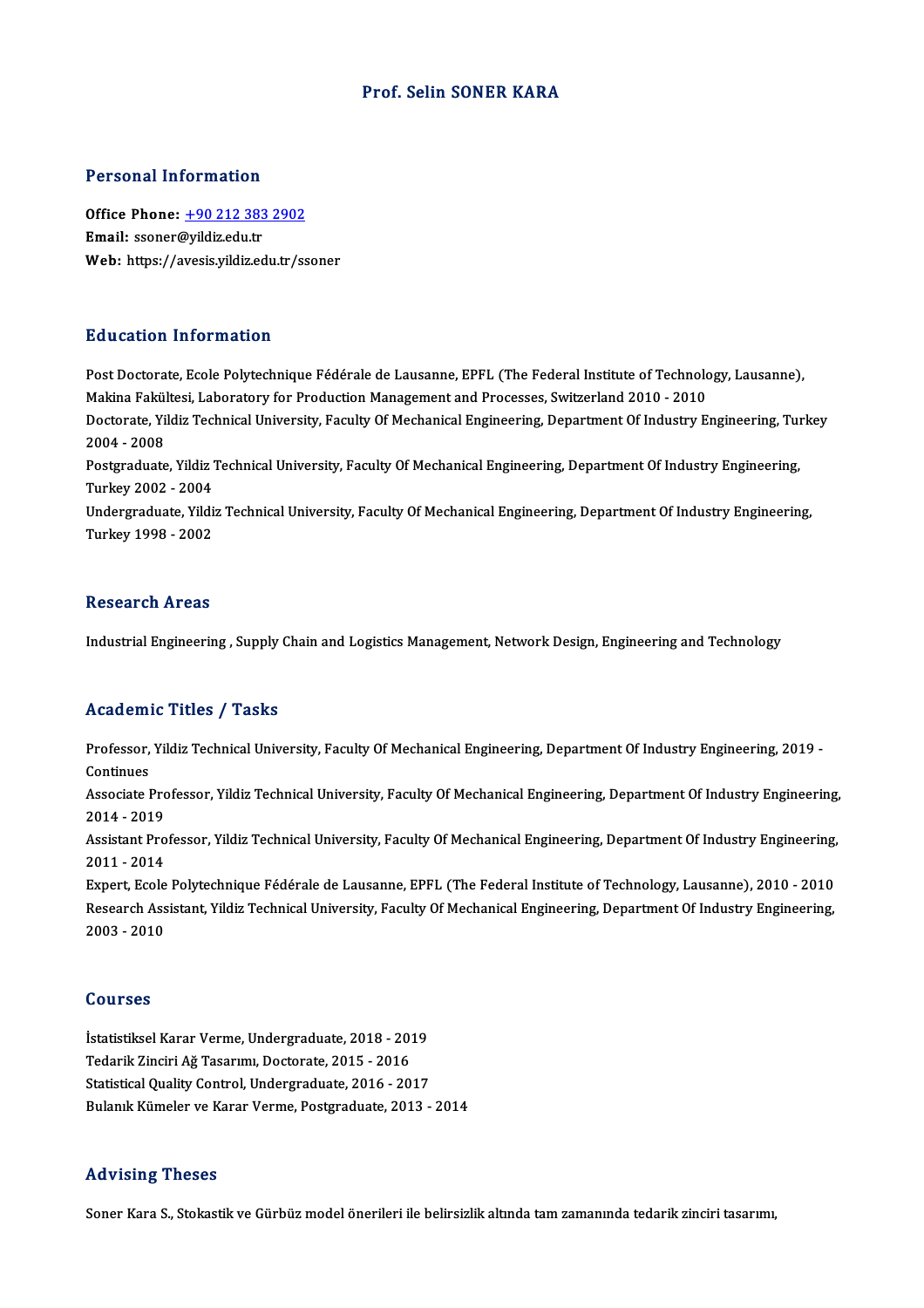# Prof. Selin SONER KARA

## Personal Information

**Office Phone:** +90 212 383 2902
**Email:** ssoner@yildiz.edu.tr
**Web:** https://avesis.yildiz.edu.tr/ssoner

## Education Information

Post Doctorate, Ecole Polytechnique Fédérale de Lausanne, EPFL (The Federal Institute of Technology, Lausanne), Makina Fakültesi, Laboratory for Production Management and Processes, Switzerland 2010 - 2010
Doctorate, Yildiz Technical University, Faculty Of Mechanical Engineering, Department Of Industry Engineering, Turkey 2004 - 2008
Postgraduate, Yildiz Technical University, Faculty Of Mechanical Engineering, Department Of Industry Engineering, Turkey 2002 - 2004
Undergraduate, Yildiz Technical University, Faculty Of Mechanical Engineering, Department Of Industry Engineering, Turkey 1998 - 2002

## Research Areas

Industrial Engineering , Supply Chain and Logistics Management, Network Design, Engineering and Technology

## Academic Titles / Tasks

Professor, Yildiz Technical University, Faculty Of Mechanical Engineering, Department Of Industry Engineering, 2019 - Continues
Associate Professor, Yildiz Technical University, Faculty Of Mechanical Engineering, Department Of Industry Engineering, 2014 - 2019
Assistant Professor, Yildiz Technical University, Faculty Of Mechanical Engineering, Department Of Industry Engineering, 2011 - 2014
Expert, Ecole Polytechnique Fédérale de Lausanne, EPFL (The Federal Institute of Technology, Lausanne), 2010 - 2010
Research Assistant, Yildiz Technical University, Faculty Of Mechanical Engineering, Department Of Industry Engineering, 2003 - 2010

## Courses

İstatistiksel Karar Verme, Undergraduate, 2018 - 2019
Tedarik Zinciri Ağ Tasarımı, Doctorate, 2015 - 2016
Statistical Quality Control, Undergraduate, 2016 - 2017
Bulanık Kümeler ve Karar Verme, Postgraduate, 2013 - 2014

## Advising Theses

Soner Kara S., Stokastik ve Gürbüz model önerileri ile belirsizlik altında tam zamanında tedarik zinciri tasarımı,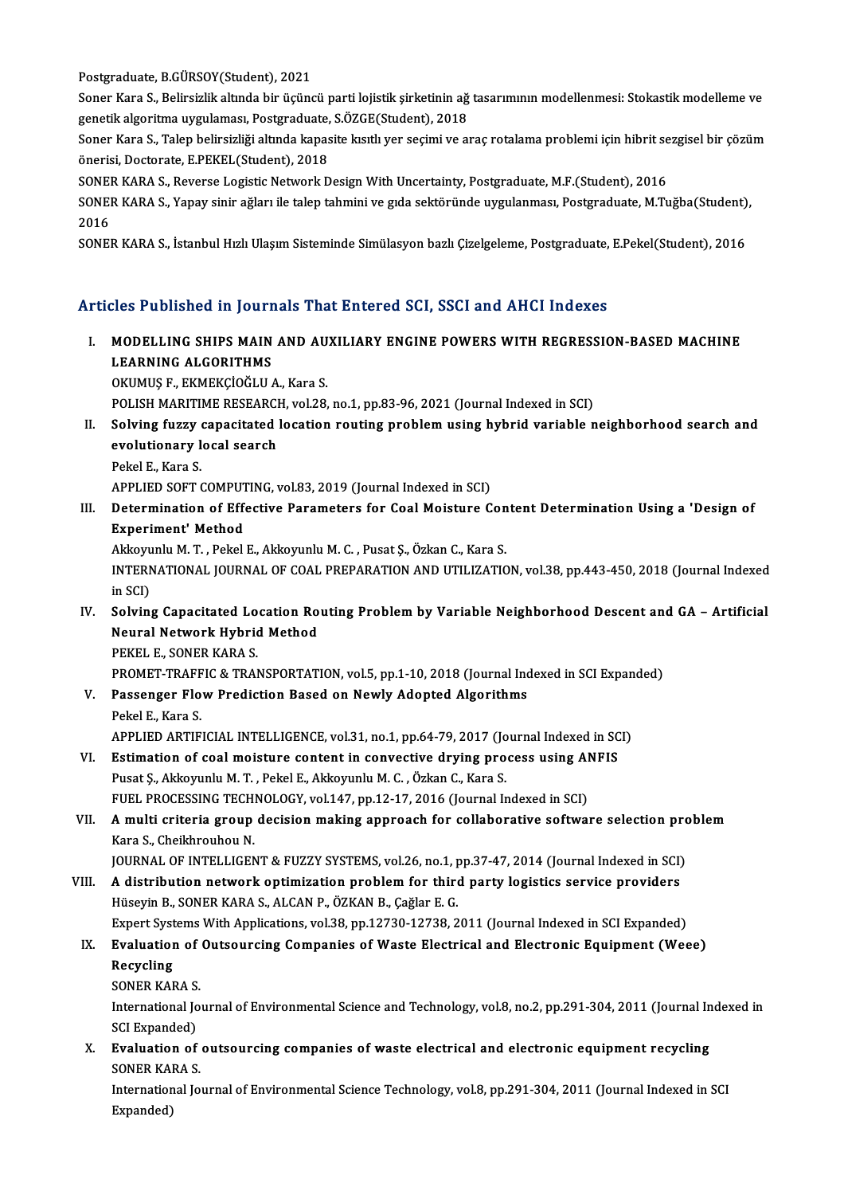Postgraduate, B.GÜRSOY(Student), 2021

Soner Kara S., Belirsizlik altında bir üçüncü parti lojistik şirketinin ağ tasarımının modellenmesi: Stokastik modelleme ve genetik algoritma uygulaması, Postgraduate, S.ÖZGE(Student), 2018

Soner Kara S., Talep belirsizliği altında kapasite kısıtlı yer seçimi ve araç rotalama problemi için hibrit sezgisel bir çözüm önerisi, Doctorate, E.PEKEL(Student), 2018

SONER KARA S., Reverse Logistic Network Design With Uncertainty, Postgraduate, M.F.(Student), 2016

SONER KARA S., Yapay sinir ağları ile talep tahmini ve gıda sektöründe uygulanması, Postgraduate, M.Tuğba(Student), 2016

SONER KARA S., İstanbul Hızlı Ulaşım Sisteminde Simülasyon bazlı Çizelgeleme, Postgraduate, E.Pekel(Student), 2016

## Articles Published in Journals That Entered SCI, SSCI and AHCI Indexes

I. **MODELLING SHIPS MAIN AND AUXILIARY ENGINE POWERS WITH REGRESSION-BASED MACHINE LEARNING ALGORITHMS**
OKUMUŞ F., EKMEKÇİOĞLU A., Kara S.
POLISH MARITIME RESEARCH, vol.28, no.1, pp.83-96, 2021 (Journal Indexed in SCI)

II. **Solving fuzzy capacitated location routing problem using hybrid variable neighborhood search and evolutionary local search**
Pekel E., Kara S.
APPLIED SOFT COMPUTING, vol.83, 2019 (Journal Indexed in SCI)

III. **Determination of Effective Parameters for Coal Moisture Content Determination Using a 'Design of Experiment' Method**
Akkoyunlu M. T. , Pekel E., Akkoyunlu M. C. , Pusat Ş., Özkan C., Kara S.
INTERNATIONAL JOURNAL OF COAL PREPARATION AND UTILIZATION, vol.38, pp.443-450, 2018 (Journal Indexed in SCI)

IV. **Solving Capacitated Location Routing Problem by Variable Neighborhood Descent and GA – Artificial Neural Network Hybrid Method**
PEKEL E., SONER KARA S.
PROMET-TRAFFIC & TRANSPORTATION, vol.5, pp.1-10, 2018 (Journal Indexed in SCI Expanded)

V. **Passenger Flow Prediction Based on Newly Adopted Algorithms**
Pekel E., Kara S.
APPLIED ARTIFICIAL INTELLIGENCE, vol.31, no.1, pp.64-79, 2017 (Journal Indexed in SCI)

VI. **Estimation of coal moisture content in convective drying process using ANFIS**
Pusat Ş., Akkoyunlu M. T. , Pekel E., Akkoyunlu M. C. , Özkan C., Kara S.
FUEL PROCESSING TECHNOLOGY, vol.147, pp.12-17, 2016 (Journal Indexed in SCI)

VII. **A multi criteria group decision making approach for collaborative software selection problem**
Kara S., Cheikhrouhou N.
JOURNAL OF INTELLIGENT & FUZZY SYSTEMS, vol.26, no.1, pp.37-47, 2014 (Journal Indexed in SCI)

VIII. **A distribution network optimization problem for third party logistics service providers**
Hüseyin B., SONER KARA S., ALCAN P., ÖZKAN B., Çağlar E. G.
Expert Systems With Applications, vol.38, pp.12730-12738, 2011 (Journal Indexed in SCI Expanded)

IX. **Evaluation of Outsourcing Companies of Waste Electrical and Electronic Equipment (Weee) Recycling**
SONER KARA S.
International Journal of Environmental Science and Technology, vol.8, no.2, pp.291-304, 2011 (Journal Indexed in SCI Expanded)

X. **Evaluation of outsourcing companies of waste electrical and electronic equipment recycling**
SONER KARA S.
International Journal of Environmental Science Technology, vol.8, pp.291-304, 2011 (Journal Indexed in SCI Expanded)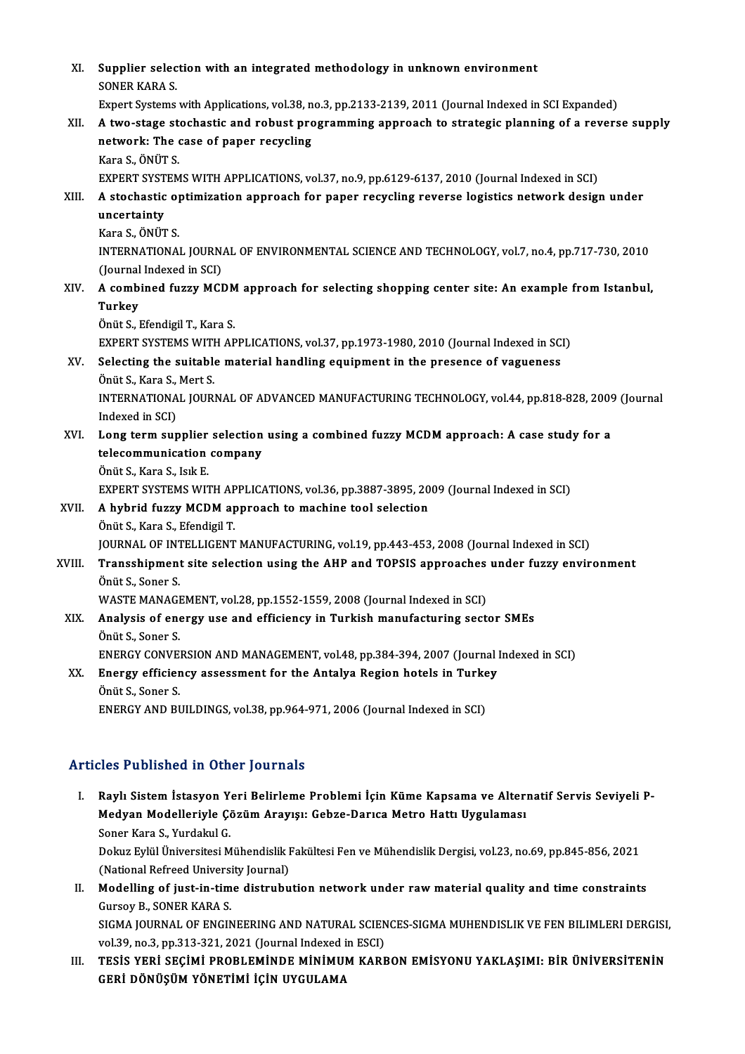XI. **Supplier selection with an integrated methodology in unknown environment**
SONER KARA S.
Expert Systems with Applications, vol.38, no.3, pp.2133-2139, 2011 (Journal Indexed in SCI Expanded)

XII. **A two-stage stochastic and robust programming approach to strategic planning of a reverse supply network: The case of paper recycling**
Kara S., ÖNÜT S.
EXPERT SYSTEMS WITH APPLICATIONS, vol.37, no.9, pp.6129-6137, 2010 (Journal Indexed in SCI)

XIII. **A stochastic optimization approach for paper recycling reverse logistics network design under uncertainty**
Kara S., ÖNÜT S.
INTERNATIONAL JOURNAL OF ENVIRONMENTAL SCIENCE AND TECHNOLOGY, vol.7, no.4, pp.717-730, 2010 (Journal Indexed in SCI)

XIV. **A combined fuzzy MCDM approach for selecting shopping center site: An example from Istanbul, Turkey**
Önüt S., Efendigil T., Kara S.
EXPERT SYSTEMS WITH APPLICATIONS, vol.37, pp.1973-1980, 2010 (Journal Indexed in SCI)

XV. **Selecting the suitable material handling equipment in the presence of vagueness**
Önüt S., Kara S., Mert S.
INTERNATIONAL JOURNAL OF ADVANCED MANUFACTURING TECHNOLOGY, vol.44, pp.818-828, 2009 (Journal Indexed in SCI)

XVI. **Long term supplier selection using a combined fuzzy MCDM approach: A case study for a telecommunication company**
Önüt S., Kara S., Isık E.
EXPERT SYSTEMS WITH APPLICATIONS, vol.36, pp.3887-3895, 2009 (Journal Indexed in SCI)

XVII. **A hybrid fuzzy MCDM approach to machine tool selection**
Önüt S., Kara S., Efendigil T.
JOURNAL OF INTELLIGENT MANUFACTURING, vol.19, pp.443-453, 2008 (Journal Indexed in SCI)

XVIII. **Transshipment site selection using the AHP and TOPSIS approaches under fuzzy environment**
Önüt S., Soner S.
WASTE MANAGEMENT, vol.28, pp.1552-1559, 2008 (Journal Indexed in SCI)

XIX. **Analysis of energy use and efficiency in Turkish manufacturing sector SMEs**
Önüt S., Soner S.
ENERGY CONVERSION AND MANAGEMENT, vol.48, pp.384-394, 2007 (Journal Indexed in SCI)

XX. **Energy efficiency assessment for the Antalya Region hotels in Turkey**
Önüt S., Soner S.
ENERGY AND BUILDINGS, vol.38, pp.964-971, 2006 (Journal Indexed in SCI)

## Articles Published in Other Journals

I. **Raylı Sistem İstasyon Yeri Belirleme Problemi İçin Küme Kapsama ve Alternatif Servis Seviyeli P-Medyan Modelleriyle Çözüm Arayışı: Gebze-Darıca Metro Hattı Uygulaması**
Soner Kara S., Yurdakul G.
Dokuz Eylül Üniversitesi Mühendislik Fakültesi Fen ve Mühendislik Dergisi, vol.23, no.69, pp.845-856, 2021 (National Refreed University Journal)

II. **Modelling of just-in-time distrubution network under raw material quality and time constraints**
Gursoy B., SONER KARA S.
SIGMA JOURNAL OF ENGINEERING AND NATURAL SCIENCES-SIGMA MUHENDISLIK VE FEN BILIMLERI DERGISI, vol.39, no.3, pp.313-321, 2021 (Journal Indexed in ESCI)

III. **TESİS YERİ SEÇİMİ PROBLEMİNDE MİNİMUM KARBON EMİSYONU YAKLAŞIMI: BİR ÜNİVERSİTENİN GERİ DÖNÜŞÜM YÖNETİMİ İÇİN UYGULAMA**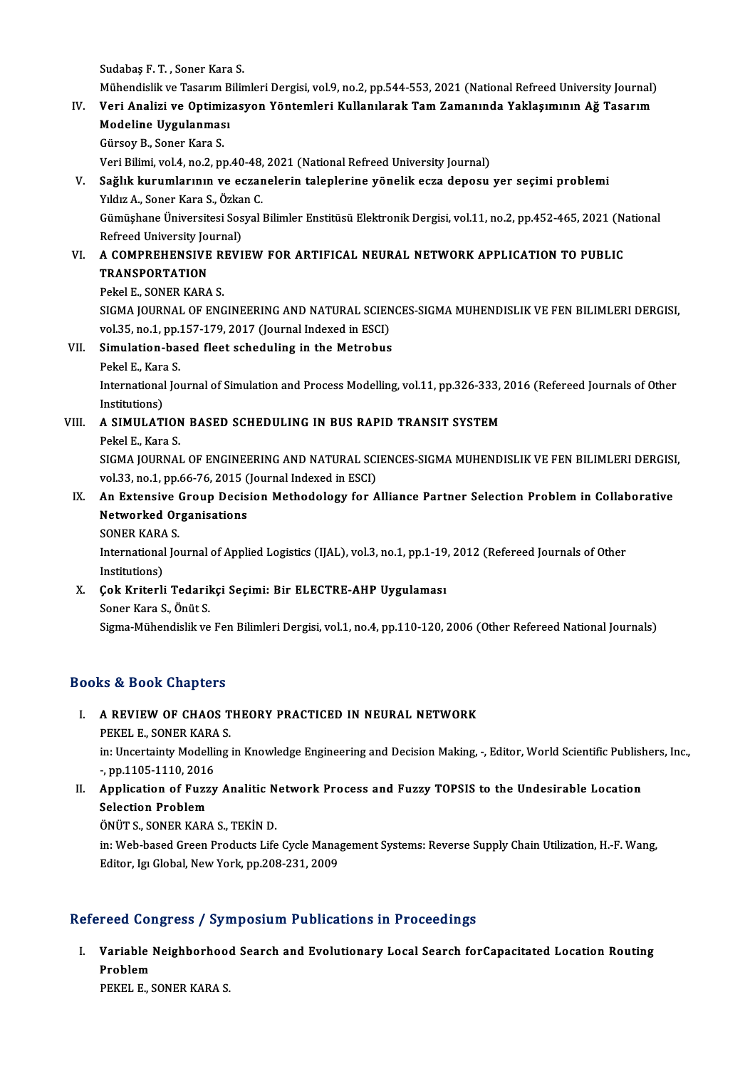Sudabaş F. T. , Soner Kara S.
Mühendislik ve Tasarım Bilimleri Dergisi, vol.9, no.2, pp.544-553, 2021 (National Refreed University Journal)

IV. **Veri Analizi ve Optimizasyon Yöntemleri Kullanılarak Tam Zamanında Yaklaşımının Ağ Tasarım Modeline Uygulanması**
Gürsoy B., Soner Kara S.
Veri Bilimi, vol.4, no.2, pp.40-48, 2021 (National Refreed University Journal)

V. **Sağlık kurumlarının ve eczanelerin taleplerine yönelik ecza deposu yer seçimi problemi**
Yıldız A., Soner Kara S., Özkan C.
Gümüşhane Üniversitesi Sosyal Bilimler Enstitüsü Elektronik Dergisi, vol.11, no.2, pp.452-465, 2021 (National Refreed University Journal)

VI. **A COMPREHENSIVE REVIEW FOR ARTIFICAL NEURAL NETWORK APPLICATION TO PUBLIC TRANSPORTATION**
Pekel E., SONER KARA S.
SIGMA JOURNAL OF ENGINEERING AND NATURAL SCIENCES-SIGMA MUHENDISLIK VE FEN BILIMLERI DERGISI, vol.35, no.1, pp.157-179, 2017 (Journal Indexed in ESCI)

VII. **Simulation-based fleet scheduling in the Metrobus**
Pekel E., Kara S.
International Journal of Simulation and Process Modelling, vol.11, pp.326-333, 2016 (Refereed Journals of Other Institutions)

VIII. **A SIMULATION BASED SCHEDULING IN BUS RAPID TRANSIT SYSTEM**
Pekel E., Kara S.
SIGMA JOURNAL OF ENGINEERING AND NATURAL SCIENCES-SIGMA MUHENDISLIK VE FEN BILIMLERI DERGISI, vol.33, no.1, pp.66-76, 2015 (Journal Indexed in ESCI)

IX. **An Extensive Group Decision Methodology for Alliance Partner Selection Problem in Collaborative Networked Organisations**
SONER KARA S.
International Journal of Applied Logistics (IJAL), vol.3, no.1, pp.1-19, 2012 (Refereed Journals of Other Institutions)

X. **Çok Kriterli Tedarikçi Seçimi: Bir ELECTRE-AHP Uygulaması**
Soner Kara S., Önüt S.
Sigma-Mühendislik ve Fen Bilimleri Dergisi, vol.1, no.4, pp.110-120, 2006 (Other Refereed National Journals)

## Books & Book Chapters

I. **A REVIEW OF CHAOS THEORY PRACTICED IN NEURAL NETWORK**
PEKEL E., SONER KARA S.
in: Uncertainty Modelling in Knowledge Engineering and Decision Making, -, Editor, World Scientific Publishers, Inc., -, pp.1105-1110, 2016

II. **Application of Fuzzy Analitic Network Process and Fuzzy TOPSIS to the Undesirable Location Selection Problem**
ÖNÜT S., SONER KARA S., TEKİN D.
in: Web-based Green Products Life Cycle Management Systems: Reverse Supply Chain Utilization, H.-F. Wang, Editor, Igı Global, New York, pp.208-231, 2009

## Refereed Congress / Symposium Publications in Proceedings

I. **Variable Neighborhood Search and Evolutionary Local Search forCapacitated Location Routing Problem**
PEKEL E., SONER KARA S.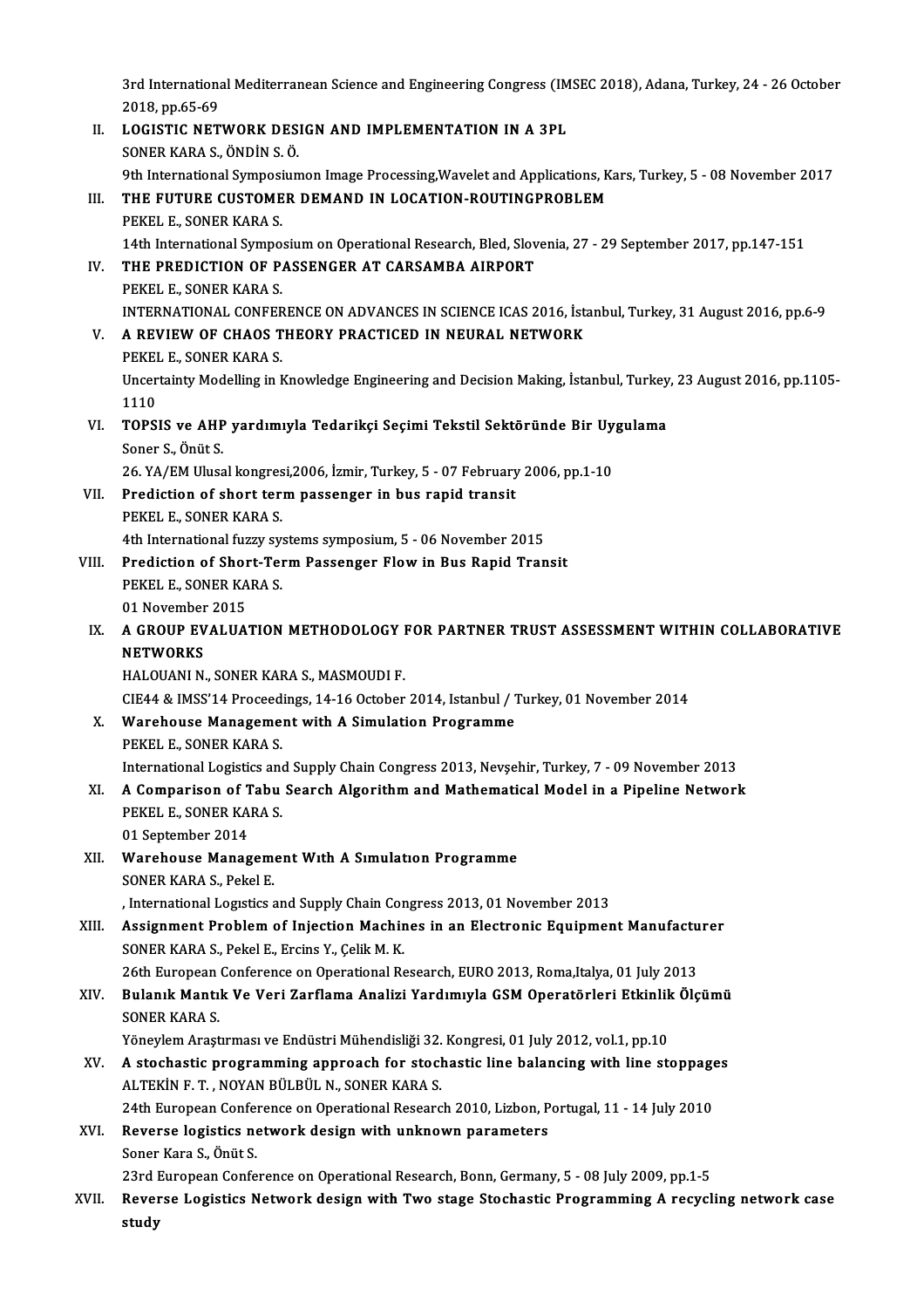3rd International Mediterranean Science and Engineering Congress (IMSEC 2018), Adana, Turkey, 24 - 26 October 2018, pp.65-69

II. **LOGISTIC NETWORK DESIGN AND IMPLEMENTATION IN A 3PL**
SONER KARA S., ÖNDİN S. Ö.
9th International Symposiumon Image Processing,Wavelet and Applications, Kars, Turkey, 5 - 08 November 2017

III. **THE FUTURE CUSTOMER DEMAND IN LOCATION-ROUTINGPROBLEM**
PEKEL E., SONER KARA S.
14th International Symposium on Operational Research, Bled, Slovenia, 27 - 29 September 2017, pp.147-151

IV. **THE PREDICTION OF PASSENGER AT CARSAMBA AIRPORT**
PEKEL E., SONER KARA S.
INTERNATIONAL CONFERENCE ON ADVANCES IN SCIENCE ICAS 2016, İstanbul, Turkey, 31 August 2016, pp.6-9

V. **A REVIEW OF CHAOS THEORY PRACTICED IN NEURAL NETWORK**
PEKEL E., SONER KARA S.
Uncertainty Modelling in Knowledge Engineering and Decision Making, İstanbul, Turkey, 23 August 2016, pp.1105-1110

VI. **TOPSIS ve AHP yardımıyla Tedarikçi Seçimi Tekstil Sektöründe Bir Uygulama**
Soner S., Önüt S.
26. YA/EM Ulusal kongresi,2006, İzmir, Turkey, 5 - 07 February 2006, pp.1-10

VII. **Prediction of short term passenger in bus rapid transit**
PEKEL E., SONER KARA S.
4th International fuzzy systems symposium, 5 - 06 November 2015

VIII. **Prediction of Short-Term Passenger Flow in Bus Rapid Transit**
PEKEL E., SONER KARA S.
01 November 2015

IX. **A GROUP EVALUATION METHODOLOGY FOR PARTNER TRUST ASSESSMENT WITHIN COLLABORATIVE NETWORKS**
HALOUANI N., SONER KARA S., MASMOUDI F.
CIE44 & IMSS'14 Proceedings, 14-16 October 2014, Istanbul / Turkey, 01 November 2014

X. **Warehouse Management with A Simulation Programme**
PEKEL E., SONER KARA S.
International Logistics and Supply Chain Congress 2013, Nevşehir, Turkey, 7 - 09 November 2013

XI. **A Comparison of Tabu Search Algorithm and Mathematical Model in a Pipeline Network**
PEKEL E., SONER KARA S.
01 September 2014

XII. **Warehouse Management Wıth A Sımulatıon Programme**
SONER KARA S., Pekel E.
, International Logıstics and Supply Chain Congress 2013, 01 November 2013

XIII. **Assignment Problem of Injection Machines in an Electronic Equipment Manufacturer**
SONER KARA S., Pekel E., Ercins Y., Çelik M. K.
26th European Conference on Operational Research, EURO 2013, Roma,Italya, 01 July 2013

XIV. **Bulanık Mantık Ve Veri Zarflama Analizi Yardımıyla GSM Operatörleri Etkinlik Ölçümü**
SONER KARA S.
Yöneylem Araştırması ve Endüstri Mühendisliği 32. Kongresi, 01 July 2012, vol.1, pp.10

XV. **A stochastic programming approach for stochastic line balancing with line stoppages**
ALTEKİN F. T. , NOYAN BÜLBÜL N., SONER KARA S.
24th European Conference on Operational Research 2010, Lizbon, Portugal, 11 - 14 July 2010

XVI. **Reverse logistics network design with unknown parameters**
Soner Kara S., Önüt S.
23rd European Conference on Operational Research, Bonn, Germany, 5 - 08 July 2009, pp.1-5

XVII. **Reverse Logistics Network design with Two stage Stochastic Programming A recycling network case study**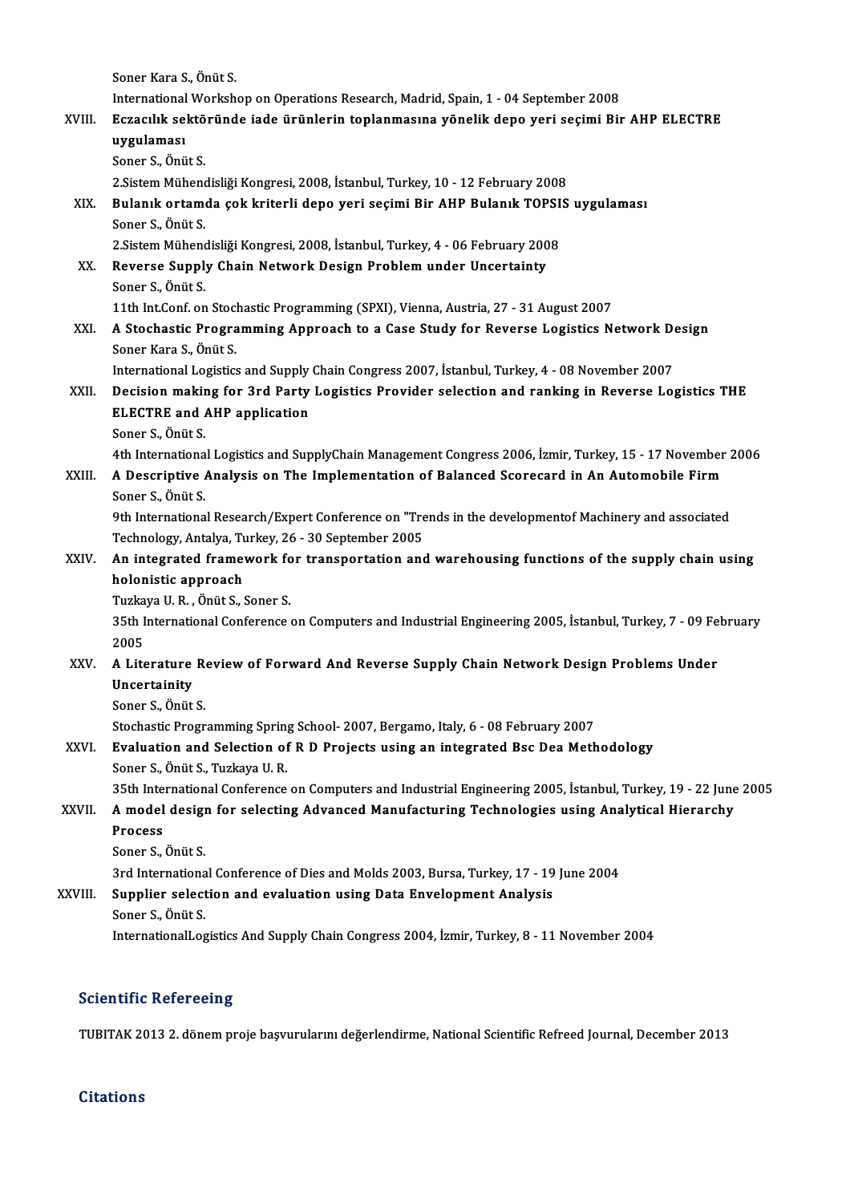Soner Kara S., Önüt S.
International Workshop on Operations Research, Madrid, Spain, 1 - 04 September 2008

XVIII. **Eczacılık sektöründe iade ürünlerin toplanmasına yönelik depo yeri seçimi Bir AHP ELECTRE uygulaması**
Soner S., Önüt S.
2.Sistem Mühendisliği Kongresi, 2008, İstanbul, Turkey, 10 - 12 February 2008

XIX. **Bulanık ortamda çok kriterli depo yeri seçimi Bir AHP Bulanık TOPSIS uygulaması**
Soner S., Önüt S.
2.Sistem Mühendisliği Kongresi, 2008, İstanbul, Turkey, 4 - 06 February 2008

XX. **Reverse Supply Chain Network Design Problem under Uncertainty**
Soner S., Önüt S.
11th Int.Conf. on Stochastic Programming (SPXI), Vienna, Austria, 27 - 31 August 2007

XXI. **A Stochastic Programming Approach to a Case Study for Reverse Logistics Network Design**
Soner Kara S., Önüt S.
International Logistics and Supply Chain Congress 2007, İstanbul, Turkey, 4 - 08 November 2007

XXII. **Decision making for 3rd Party Logistics Provider selection and ranking in Reverse Logistics THE ELECTRE and AHP application**
Soner S., Önüt S.
4th International Logistics and SupplyChain Management Congress 2006, İzmir, Turkey, 15 - 17 November 2006

XXIII. **A Descriptive Analysis on The Implementation of Balanced Scorecard in An Automobile Firm**
Soner S., Önüt S.
9th International Research/Expert Conference on "Trends in the developmentof Machinery and associated Technology, Antalya, Turkey, 26 - 30 September 2005

XXIV. **An integrated framework for transportation and warehousing functions of the supply chain using holonistic approach**
Tuzkaya U. R. , Önüt S., Soner S.
35th International Conference on Computers and Industrial Engineering 2005, İstanbul, Turkey, 7 - 09 February 2005

XXV. **A Literature Review of Forward And Reverse Supply Chain Network Design Problems Under Uncertainity**
Soner S., Önüt S.
Stochastic Programming Spring School- 2007, Bergamo, Italy, 6 - 08 February 2007

XXVI. **Evaluation and Selection of R D Projects using an integrated Bsc Dea Methodology**
Soner S., Önüt S., Tuzkaya U. R.
35th International Conference on Computers and Industrial Engineering 2005, İstanbul, Turkey, 19 - 22 June 2005

XXVII. **A model design for selecting Advanced Manufacturing Technologies using Analytical Hierarchy Process**
Soner S., Önüt S.
3rd International Conference of Dies and Molds 2003, Bursa, Turkey, 17 - 19 June 2004

XXVIII. **Supplier selection and evaluation using Data Envelopment Analysis**
Soner S., Önüt S.
InternationalLogistics And Supply Chain Congress 2004, İzmir, Turkey, 8 - 11 November 2004

## Scientific Refereeing

TUBITAK 2013 2. dönem proje başvurularını değerlendirme, National Scientific Refreed Journal, December 2013

## Citations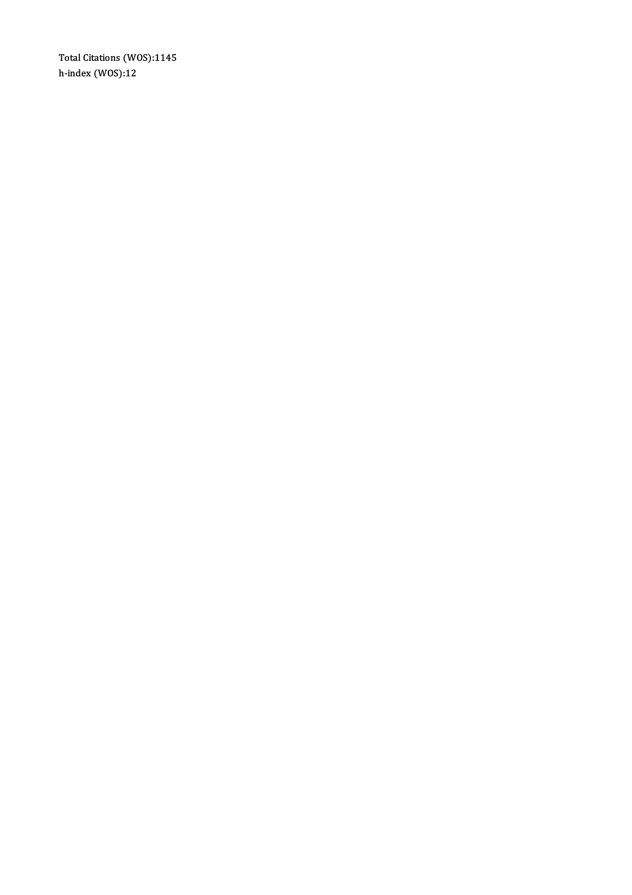Total Citations (WOS):1145
h-index (WOS):12